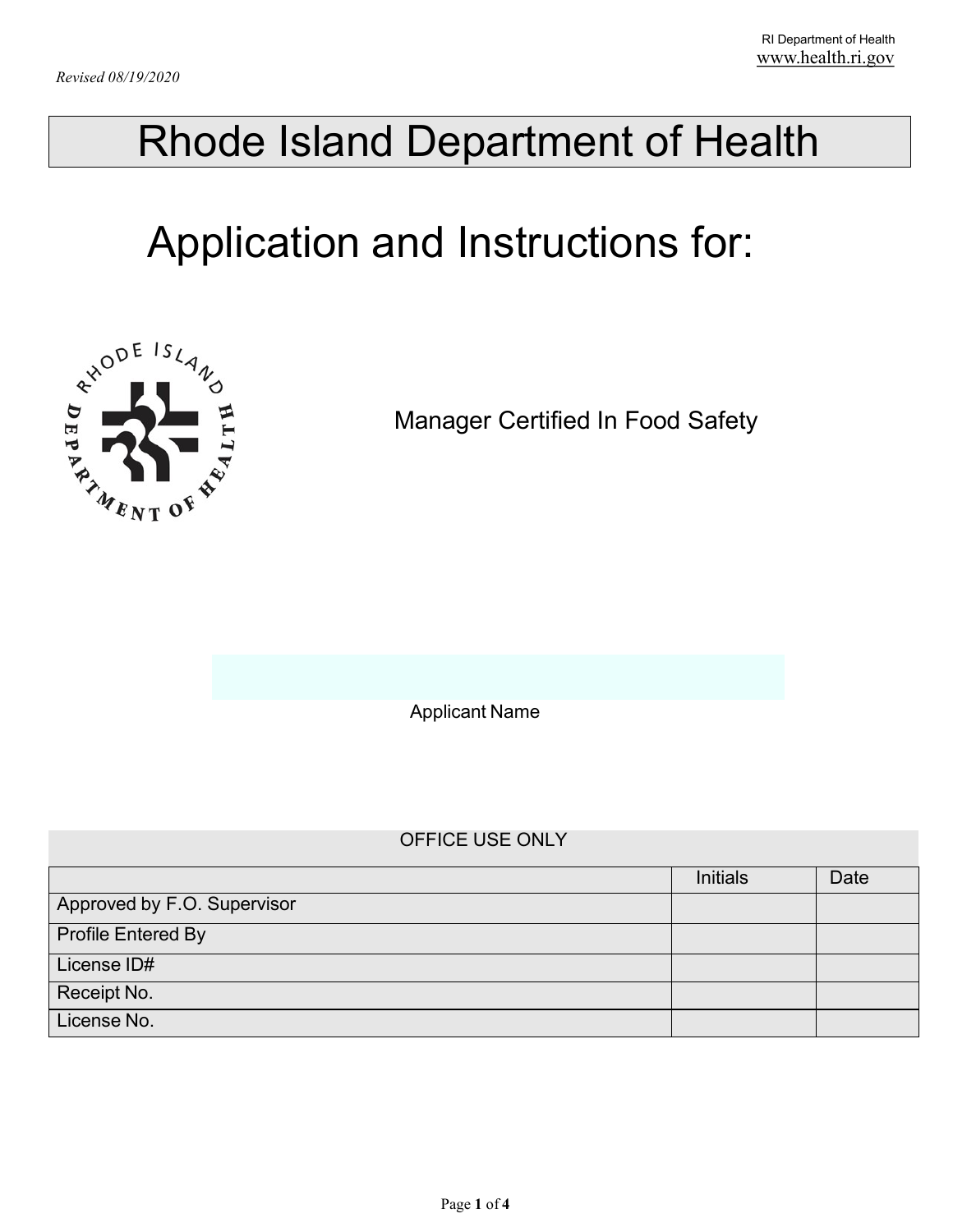*Revised 08/19/2020*

RI Department of Health
www.health.ri.gov

# Rhode Island Department of Health

## Application and Instructions for:

Manager Certified In Food Safety

Applicant Name

OFFICE USE ONLY

| | Initials | Date |
|---|---|---|
| Approved by F.O. Supervisor | | |
| Profile Entered By | | |
| License ID# | | |
| Receipt No. | | |
| License No. | | |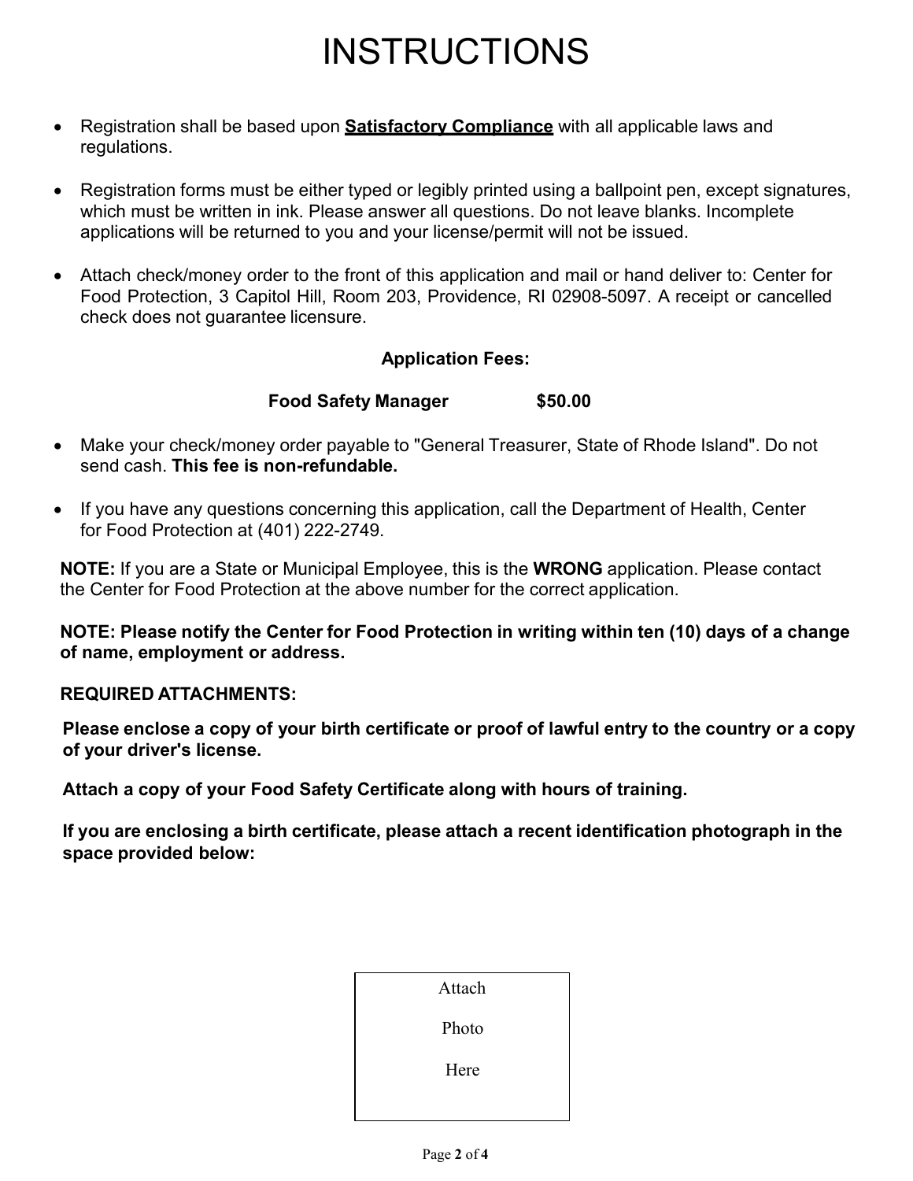# INSTRUCTIONS

- Registration shall be based upon **Satisfactory Compliance** with all applicable laws and regulations.

- Registration forms must be either typed or legibly printed using a ballpoint pen, except signatures, which must be written in ink. Please answer all questions. Do not leave blanks. Incomplete applications will be returned to you and your license/permit will not be issued.

- Attach check/money order to the front of this application and mail or hand deliver to: Center for Food Protection, 3 Capitol Hill, Room 203, Providence, RI 02908-5097. A receipt or cancelled check does not guarantee licensure.

**Application Fees:**

**Food Safety Manager $50.00**

- Make your check/money order payable to "General Treasurer, State of Rhode Island". Do not send cash. **This fee is non-refundable.**

- If you have any questions concerning this application, call the Department of Health, Center for Food Protection at (401) 222-2749.

**NOTE:** If you are a State or Municipal Employee, this is the **WRONG** application. Please contact the Center for Food Protection at the above number for the correct application.

**NOTE: Please notify the Center for Food Protection in writing within ten (10) days of a change of name, employment or address.**

**REQUIRED ATTACHMENTS:**

**Please enclose a copy of your birth certificate or proof of lawful entry to the country or a copy of your driver's license.**

**Attach a copy of your Food Safety Certificate along with hours of training.**

**If you are enclosing a birth certificate, please attach a recent identification photograph in the space provided below:**

Attach

Photo

Here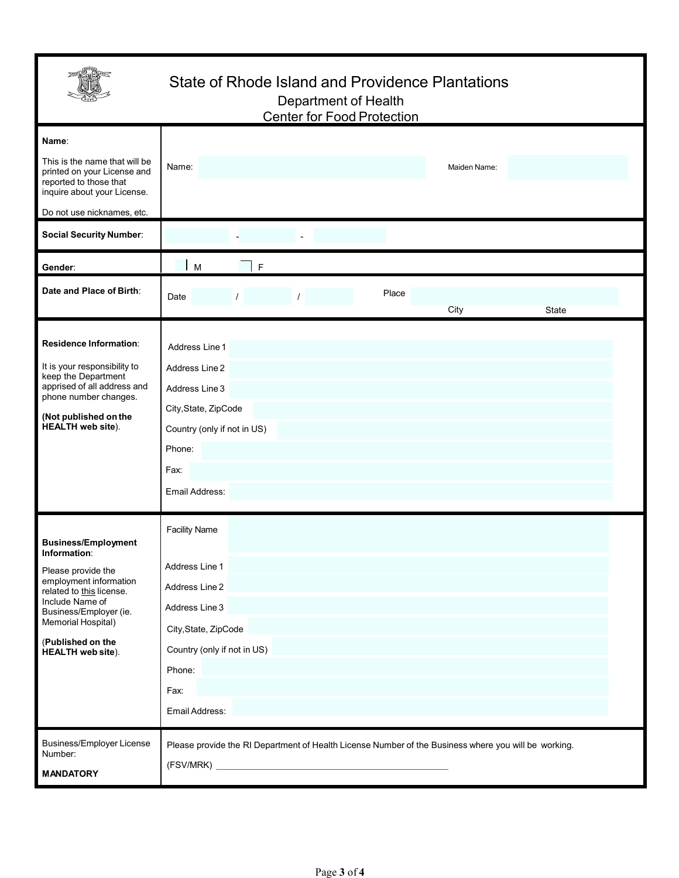# State of Rhode Island and Providence Plantations

## Department of Health

## Center for Food Protection

| | |
|---|---|
| **Name**:<br><br>This is the name that will be printed on your License and reported to those that inquire about your License.<br><br>Do not use nicknames, etc. | Name: ______ Maiden Name: ______ |
| **Social Security Number**: | ______ - ______ - ______ |
| **Gender**: | M F |
| **Date and Place of Birth**: | Date ______ / ______ / ______ Place ______<br>City State |
| **Residence Information**:<br><br>It is your responsibility to keep the Department apprised of all address and phone number changes.<br><br>**(Not published on the HEALTH web site)**. | Address Line 1<br>Address Line 2<br>Address Line 3<br>City,State, ZipCode<br>Country (only if not in US)<br>Phone:<br>Fax:<br>Email Address: |
| **Business/Employment Information**:<br><br>Please provide the employment information related to this license. Include Name of Business/Employer (ie. Memorial Hospital)<br><br>(**Published on the HEALTH web site**). | Facility Name<br>Address Line 1<br>Address Line 2<br>Address Line 3<br>City,State, ZipCode<br>Country (only if not in US)<br>Phone:<br>Fax:<br>Email Address: |
| Business/Employer License Number:<br><br>**MANDATORY** | Please provide the RI Department of Health License Number of the Business where you will be working.<br><br>(FSV/MRK) ______________________________ |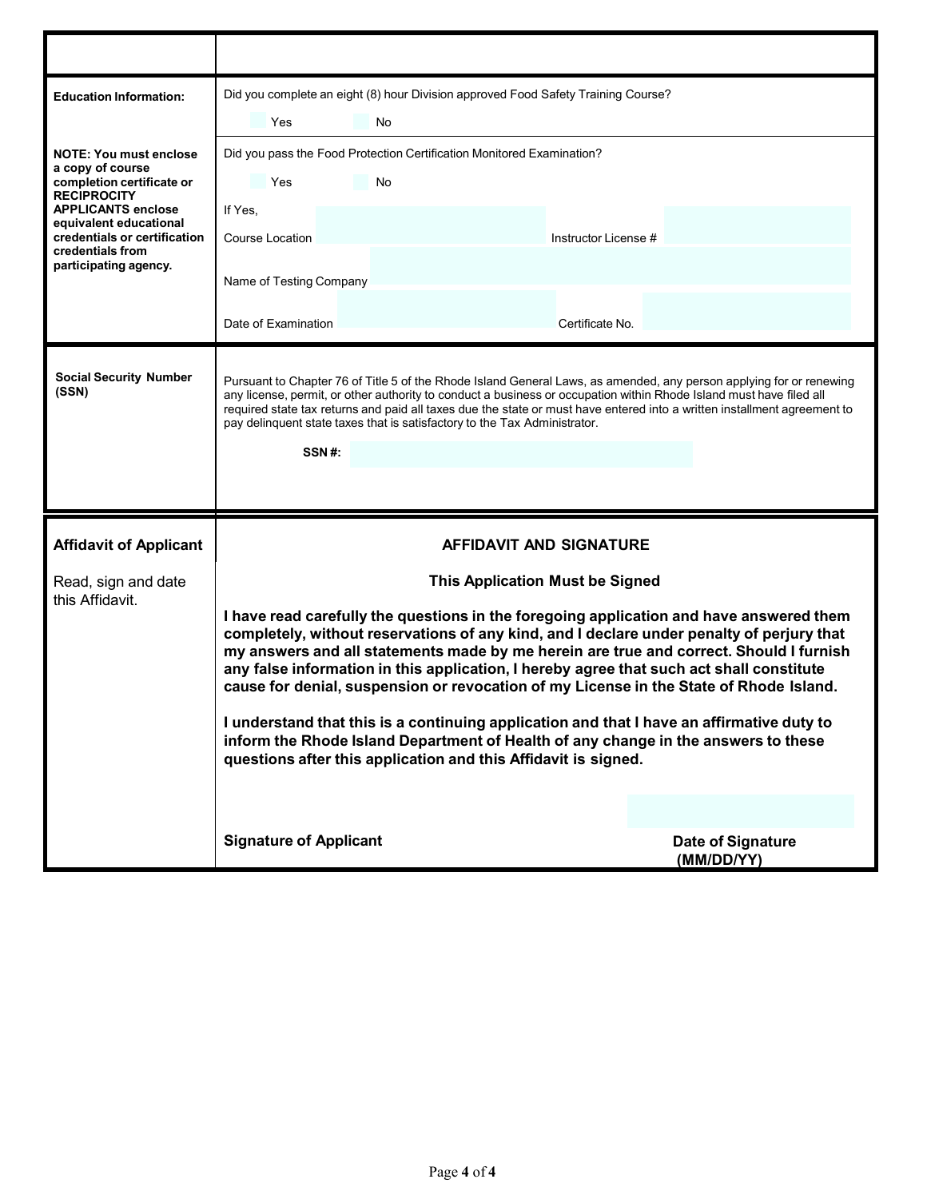| | |
|---|---|
| | |
| **Education Information:**<br><br>**NOTE: You must enclose a copy of course completion certificate or RECIPROCITY APPLICANTS enclose equivalent educational credentials or certification credentials from participating agency.** | Did you complete an eight (8) hour Division approved Food Safety Training Course?<br><br>Yes No<br><br>Did you pass the Food Protection Certification Monitored Examination?<br><br>Yes No<br><br>If Yes,<br><br>Course Location Instructor License #<br><br>Name of Testing Company<br><br>Date of Examination Certificate No. |
| **Social Security Number (SSN)** | Pursuant to Chapter 76 of Title 5 of the Rhode Island General Laws, as amended, any person applying for or renewing any license, permit, or other authority to conduct a business or occupation within Rhode Island must have filed all required state tax returns and paid all taxes due the state or must have entered into a written installment agreement to pay delinquent state taxes that is satisfactory to the Tax Administrator.<br><br>**SSN #:** |
| **Affidavit of Applicant**<br><br>Read, sign and date this Affidavit. | **AFFIDAVIT AND SIGNATURE**<br><br>**This Application Must be Signed**<br><br>**I have read carefully the questions in the foregoing application and have answered them completely, without reservations of any kind, and I declare under penalty of perjury that my answers and all statements made by me herein are true and correct. Should I furnish any false information in this application, I hereby agree that such act shall constitute cause for denial, suspension or revocation of my License in the State of Rhode Island.**<br><br>**I understand that this is a continuing application and that I have an affirmative duty to inform the Rhode Island Department of Health of any change in the answers to these questions after this application and this Affidavit is signed.**<br><br>**Signature of Applicant** **Date of Signature (MM/DD/YY)** |